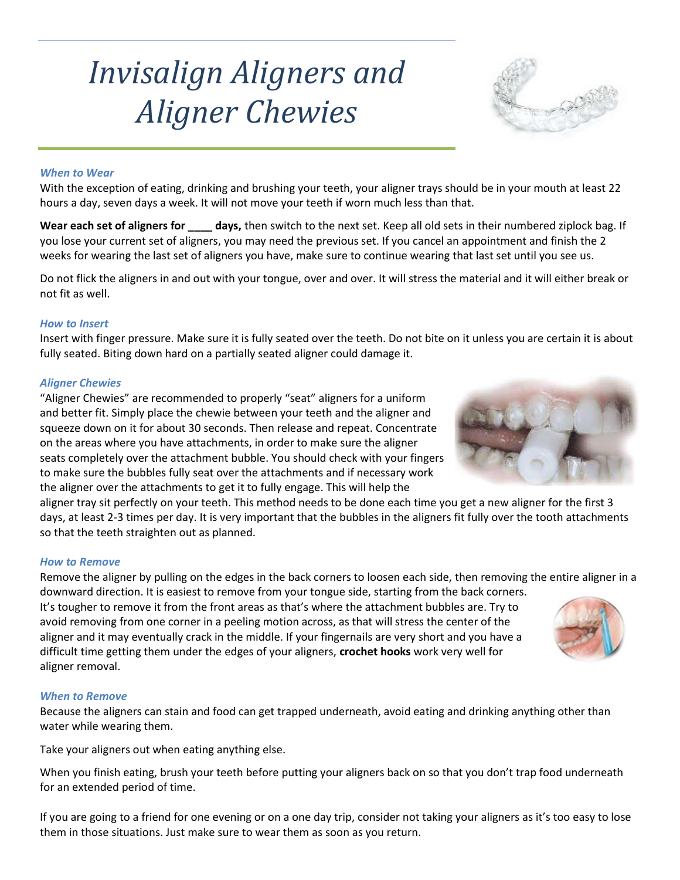# *Invisalign Aligners and Aligner Chewies*

### *When to Wear*

With the exception of eating, drinking and brushing your teeth, your aligner trays should be in your mouth at least 22 hours a day, seven days a week. It will not move your teeth if worn much less than that.

**Wear each set of aligners for ____ days,** then switch to the next set. Keep all old sets in their numbered ziplock bag. If you lose your current set of aligners, you may need the previous set. If you cancel an appointment and finish the 2 weeks for wearing the last set of aligners you have, make sure to continue wearing that last set until you see us.

Do not flick the aligners in and out with your tongue, over and over. It will stress the material and it will either break or not fit as well.

### *How to Insert*

Insert with finger pressure. Make sure it is fully seated over the teeth. Do not bite on it unless you are certain it is about fully seated. Biting down hard on a partially seated aligner could damage it.

### *Aligner Chewies*

"Aligner Chewies" are recommended to properly "seat" aligners for a uniform and better fit. Simply place the chewie between your teeth and the aligner and squeeze down on it for about 30 seconds. Then release and repeat. Concentrate on the areas where you have attachments, in order to make sure the aligner seats completely over the attachment bubble. You should check with your fingers to make sure the bubbles fully seat over the attachments and if necessary work the aligner over the attachments to get it to fully engage. This will help the aligner tray sit perfectly on your teeth. This method needs to be done each time you get a new aligner for the first 3 days, at least 2-3 times per day. It is very important that the bubbles in the aligners fit fully over the tooth attachments so that the teeth straighten out as planned.

### *How to Remove*

Remove the aligner by pulling on the edges in the back corners to loosen each side, then removing the entire aligner in a downward direction. It is easiest to remove from your tongue side, starting from the back corners. It's tougher to remove it from the front areas as that's where the attachment bubbles are. Try to avoid removing from one corner in a peeling motion across, as that will stress the center of the aligner and it may eventually crack in the middle. If your fingernails are very short and you have a difficult time getting them under the edges of your aligners, **crochet hooks** work very well for aligner removal.

### *When to Remove*

Because the aligners can stain and food can get trapped underneath, avoid eating and drinking anything other than water while wearing them.

Take your aligners out when eating anything else.

When you finish eating, brush your teeth before putting your aligners back on so that you don't trap food underneath for an extended period of time.

If you are going to a friend for one evening or on a one day trip, consider not taking your aligners as it's too easy to lose them in those situations. Just make sure to wear them as soon as you return.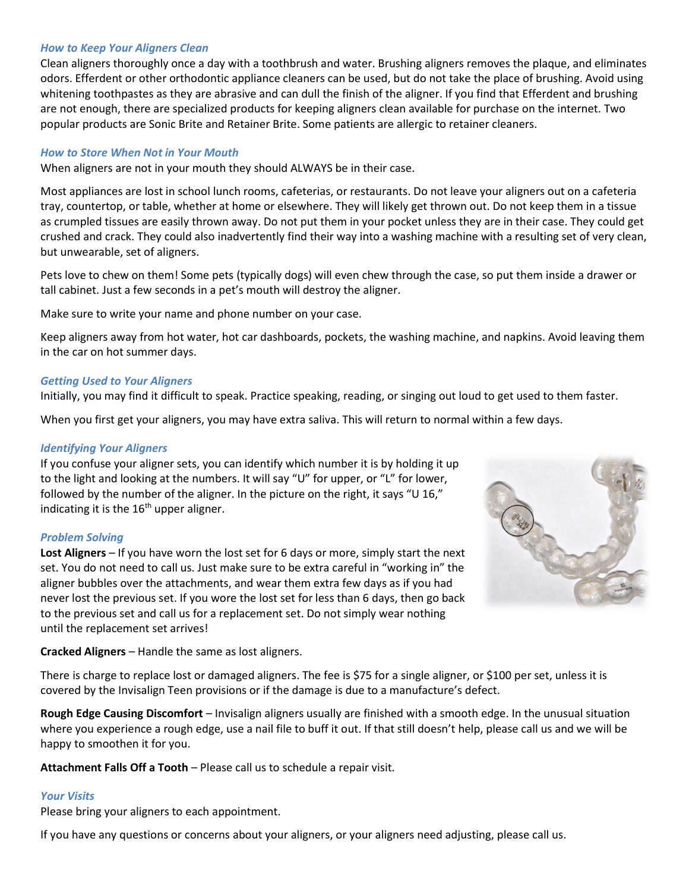### *How to Keep Your Aligners Clean*

Clean aligners thoroughly once a day with a toothbrush and water. Brushing aligners removes the plaque, and eliminates odors. Efferdent or other orthodontic appliance cleaners can be used, but do not take the place of brushing. Avoid using whitening toothpastes as they are abrasive and can dull the finish of the aligner. If you find that Efferdent and brushing are not enough, there are specialized products for keeping aligners clean available for purchase on the internet. Two popular products are Sonic Brite and Retainer Brite. Some patients are allergic to retainer cleaners.

### *How to Store When Not in Your Mouth*

When aligners are not in your mouth they should ALWAYS be in their case.

Most appliances are lost in school lunch rooms, cafeterias, or restaurants. Do not leave your aligners out on a cafeteria tray, countertop, or table, whether at home or elsewhere. They will likely get thrown out. Do not keep them in a tissue as crumpled tissues are easily thrown away. Do not put them in your pocket unless they are in their case. They could get crushed and crack. They could also inadvertently find their way into a washing machine with a resulting set of very clean, but unwearable, set of aligners.

Pets love to chew on them! Some pets (typically dogs) will even chew through the case, so put them inside a drawer or tall cabinet. Just a few seconds in a pet's mouth will destroy the aligner.

Make sure to write your name and phone number on your case.

Keep aligners away from hot water, hot car dashboards, pockets, the washing machine, and napkins. Avoid leaving them in the car on hot summer days.

### *Getting Used to Your Aligners*

Initially, you may find it difficult to speak. Practice speaking, reading, or singing out loud to get used to them faster.

When you first get your aligners, you may have extra saliva. This will return to normal within a few days.

### *Identifying Your Aligners*

If you confuse your aligner sets, you can identify which number it is by holding it up to the light and looking at the numbers. It will say "U" for upper, or "L" for lower, followed by the number of the aligner. In the picture on the right, it says "U 16," indicating it is the 16th upper aligner.

### *Problem Solving*

**Lost Aligners** – If you have worn the lost set for 6 days or more, simply start the next set. You do not need to call us. Just make sure to be extra careful in "working in" the aligner bubbles over the attachments, and wear them extra few days as if you had never lost the previous set. If you wore the lost set for less than 6 days, then go back to the previous set and call us for a replacement set. Do not simply wear nothing until the replacement set arrives!

**Cracked Aligners** – Handle the same as lost aligners.

There is charge to replace lost or damaged aligners. The fee is $75 for a single aligner, or $100 per set, unless it is covered by the Invisalign Teen provisions or if the damage is due to a manufacture's defect.

**Rough Edge Causing Discomfort** – Invisalign aligners usually are finished with a smooth edge. In the unusual situation where you experience a rough edge, use a nail file to buff it out. If that still doesn't help, please call us and we will be happy to smoothen it for you.

**Attachment Falls Off a Tooth** – Please call us to schedule a repair visit.

### *Your Visits*

Please bring your aligners to each appointment.

If you have any questions or concerns about your aligners, or your aligners need adjusting, please call us.